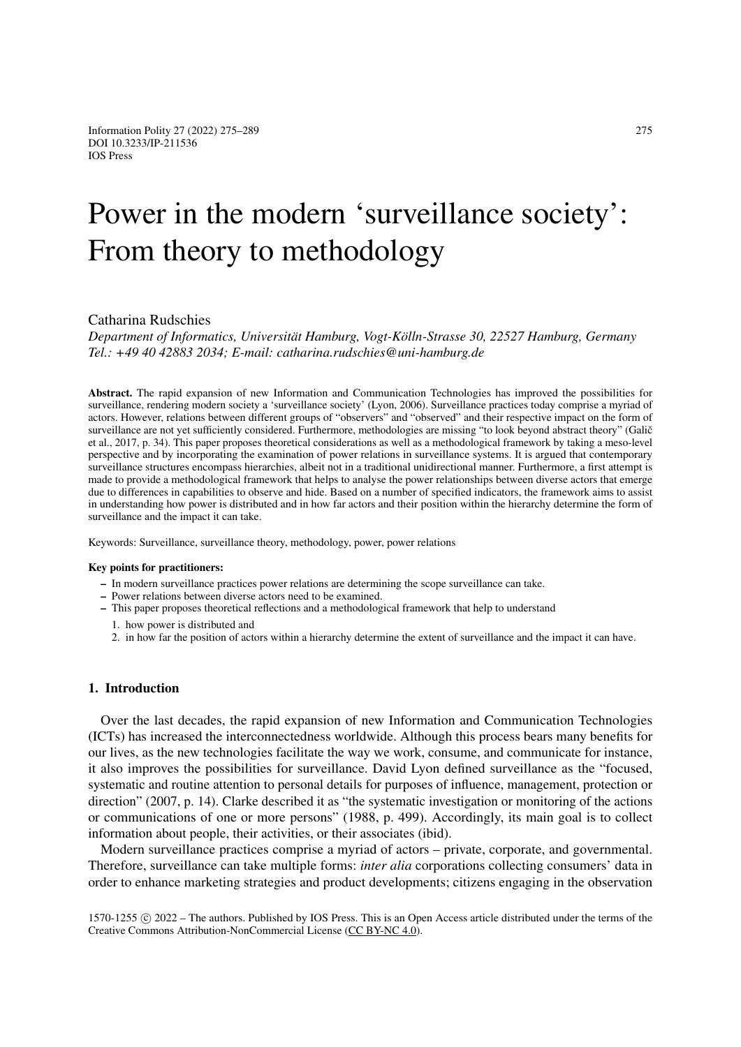# Power in the modern 'surveillance society': From theory to methodology

Catharina Rudschies

*Department of Informatics, Universität Hamburg, Vogt-Kölln-Strasse 30, 22527 Hamburg, Germany*
*Tel.: +49 40 42883 2034; E-mail: catharina.rudschies@uni-hamburg.de*

**Abstract.** The rapid expansion of new Information and Communication Technologies has improved the possibilities for surveillance, rendering modern society a 'surveillance society' (Lyon, 2006). Surveillance practices today comprise a myriad of actors. However, relations between different groups of "observers" and "observed" and their respective impact on the form of surveillance are not yet sufficiently considered. Furthermore, methodologies are missing "to look beyond abstract theory" (Galič et al., 2017, p. 34). This paper proposes theoretical considerations as well as a methodological framework by taking a meso-level perspective and by incorporating the examination of power relations in surveillance systems. It is argued that contemporary surveillance structures encompass hierarchies, albeit not in a traditional unidirectional manner. Furthermore, a first attempt is made to provide a methodological framework that helps to analyse the power relationships between diverse actors that emerge due to differences in capabilities to observe and hide. Based on a number of specified indicators, the framework aims to assist in understanding how power is distributed and in how far actors and their position within the hierarchy determine the form of surveillance and the impact it can take.

Keywords: Surveillance, surveillance theory, methodology, power, power relations

**Key points for practitioners:**

- In modern surveillance practices power relations are determining the scope surveillance can take.
- Power relations between diverse actors need to be examined.
- This paper proposes theoretical reflections and a methodological framework that help to understand
  1. how power is distributed and
  2. in how far the position of actors within a hierarchy determine the extent of surveillance and the impact it can have.

## 1. Introduction

Over the last decades, the rapid expansion of new Information and Communication Technologies (ICTs) has increased the interconnectedness worldwide. Although this process bears many benefits for our lives, as the new technologies facilitate the way we work, consume, and communicate for instance, it also improves the possibilities for surveillance. David Lyon defined surveillance as the "focused, systematic and routine attention to personal details for purposes of influence, management, protection or direction" (2007, p. 14). Clarke described it as "the systematic investigation or monitoring of the actions or communications of one or more persons" (1988, p. 499). Accordingly, its main goal is to collect information about people, their activities, or their associates (ibid).

Modern surveillance practices comprise a myriad of actors – private, corporate, and governmental. Therefore, surveillance can take multiple forms: *inter alia* corporations collecting consumers' data in order to enhance marketing strategies and product developments; citizens engaging in the observation

1570-1255 © 2022 – The authors. Published by IOS Press. This is an Open Access article distributed under the terms of the Creative Commons Attribution-NonCommercial License (CC BY-NC 4.0).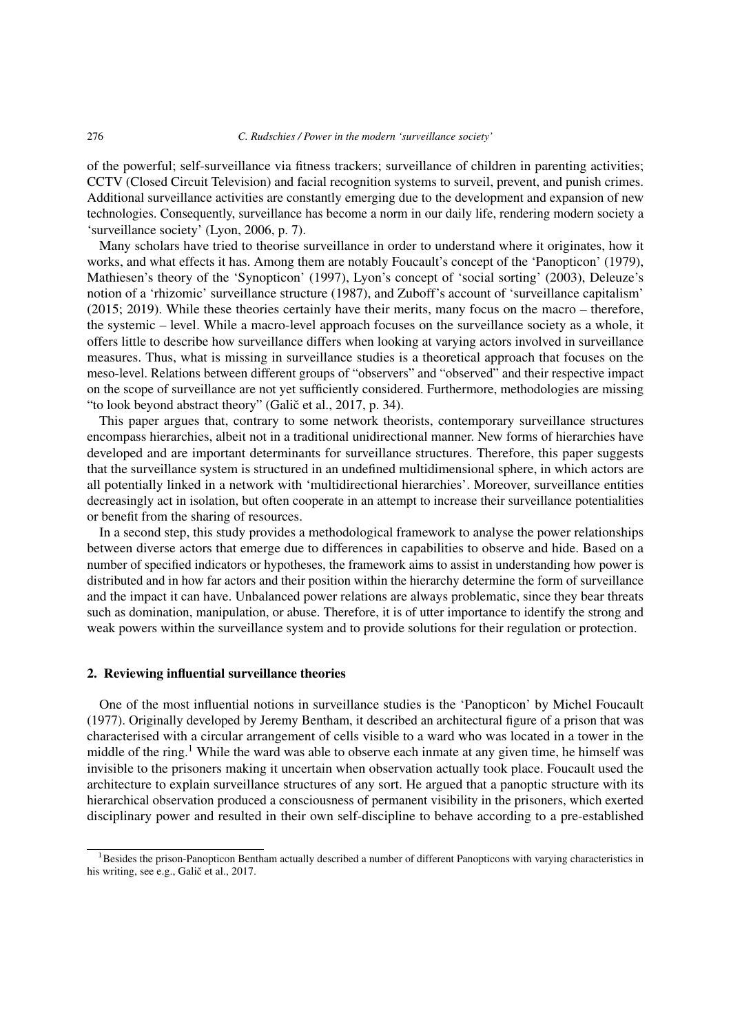of the powerful; self-surveillance via fitness trackers; surveillance of children in parenting activities; CCTV (Closed Circuit Television) and facial recognition systems to surveil, prevent, and punish crimes. Additional surveillance activities are constantly emerging due to the development and expansion of new technologies. Consequently, surveillance has become a norm in our daily life, rendering modern society a 'surveillance society' (Lyon, 2006, p. 7).

Many scholars have tried to theorise surveillance in order to understand where it originates, how it works, and what effects it has. Among them are notably Foucault's concept of the 'Panopticon' (1979), Mathiesen's theory of the 'Synopticon' (1997), Lyon's concept of 'social sorting' (2003), Deleuze's notion of a 'rhizomic' surveillance structure (1987), and Zuboff's account of 'surveillance capitalism' (2015; 2019). While these theories certainly have their merits, many focus on the macro – therefore, the systemic – level. While a macro-level approach focuses on the surveillance society as a whole, it offers little to describe how surveillance differs when looking at varying actors involved in surveillance measures. Thus, what is missing in surveillance studies is a theoretical approach that focuses on the meso-level. Relations between different groups of "observers" and "observed" and their respective impact on the scope of surveillance are not yet sufficiently considered. Furthermore, methodologies are missing "to look beyond abstract theory" (Galič et al., 2017, p. 34).

This paper argues that, contrary to some network theorists, contemporary surveillance structures encompass hierarchies, albeit not in a traditional unidirectional manner. New forms of hierarchies have developed and are important determinants for surveillance structures. Therefore, this paper suggests that the surveillance system is structured in an undefined multidimensional sphere, in which actors are all potentially linked in a network with 'multidirectional hierarchies'. Moreover, surveillance entities decreasingly act in isolation, but often cooperate in an attempt to increase their surveillance potentialities or benefit from the sharing of resources.

In a second step, this study provides a methodological framework to analyse the power relationships between diverse actors that emerge due to differences in capabilities to observe and hide. Based on a number of specified indicators or hypotheses, the framework aims to assist in understanding how power is distributed and in how far actors and their position within the hierarchy determine the form of surveillance and the impact it can have. Unbalanced power relations are always problematic, since they bear threats such as domination, manipulation, or abuse. Therefore, it is of utter importance to identify the strong and weak powers within the surveillance system and to provide solutions for their regulation or protection.

## 2. Reviewing influential surveillance theories

One of the most influential notions in surveillance studies is the 'Panopticon' by Michel Foucault (1977). Originally developed by Jeremy Bentham, it described an architectural figure of a prison that was characterised with a circular arrangement of cells visible to a ward who was located in a tower in the middle of the ring.[1] While the ward was able to observe each inmate at any given time, he himself was invisible to the prisoners making it uncertain when observation actually took place. Foucault used the architecture to explain surveillance structures of any sort. He argued that a panoptic structure with its hierarchical observation produced a consciousness of permanent visibility in the prisoners, which exerted disciplinary power and resulted in their own self-discipline to behave according to a pre-established

[1] Besides the prison-Panopticon Bentham actually described a number of different Panopticons with varying characteristics in his writing, see e.g., Galič et al., 2017.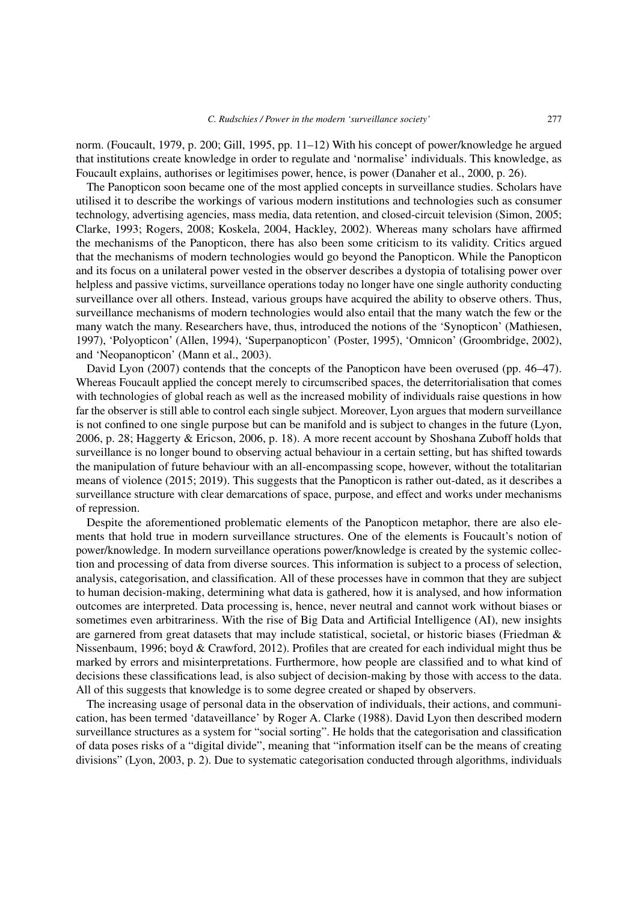norm. (Foucault, 1979, p. 200; Gill, 1995, pp. 11–12) With his concept of power/knowledge he argued that institutions create knowledge in order to regulate and 'normalise' individuals. This knowledge, as Foucault explains, authorises or legitimises power, hence, is power (Danaher et al., 2000, p. 26).

The Panopticon soon became one of the most applied concepts in surveillance studies. Scholars have utilised it to describe the workings of various modern institutions and technologies such as consumer technology, advertising agencies, mass media, data retention, and closed-circuit television (Simon, 2005; Clarke, 1993; Rogers, 2008; Koskela, 2004, Hackley, 2002). Whereas many scholars have affirmed the mechanisms of the Panopticon, there has also been some criticism to its validity. Critics argued that the mechanisms of modern technologies would go beyond the Panopticon. While the Panopticon and its focus on a unilateral power vested in the observer describes a dystopia of totalising power over helpless and passive victims, surveillance operations today no longer have one single authority conducting surveillance over all others. Instead, various groups have acquired the ability to observe others. Thus, surveillance mechanisms of modern technologies would also entail that the many watch the few or the many watch the many. Researchers have, thus, introduced the notions of the 'Synopticon' (Mathiesen, 1997), 'Polyopticon' (Allen, 1994), 'Superpanopticon' (Poster, 1995), 'Omnicon' (Groombridge, 2002), and 'Neopanopticon' (Mann et al., 2003).

David Lyon (2007) contends that the concepts of the Panopticon have been overused (pp. 46–47). Whereas Foucault applied the concept merely to circumscribed spaces, the deterritorialisation that comes with technologies of global reach as well as the increased mobility of individuals raise questions in how far the observer is still able to control each single subject. Moreover, Lyon argues that modern surveillance is not confined to one single purpose but can be manifold and is subject to changes in the future (Lyon, 2006, p. 28; Haggerty & Ericson, 2006, p. 18). A more recent account by Shoshana Zuboff holds that surveillance is no longer bound to observing actual behaviour in a certain setting, but has shifted towards the manipulation of future behaviour with an all-encompassing scope, however, without the totalitarian means of violence (2015; 2019). This suggests that the Panopticon is rather out-dated, as it describes a surveillance structure with clear demarcations of space, purpose, and effect and works under mechanisms of repression.

Despite the aforementioned problematic elements of the Panopticon metaphor, there are also elements that hold true in modern surveillance structures. One of the elements is Foucault's notion of power/knowledge. In modern surveillance operations power/knowledge is created by the systemic collection and processing of data from diverse sources. This information is subject to a process of selection, analysis, categorisation, and classification. All of these processes have in common that they are subject to human decision-making, determining what data is gathered, how it is analysed, and how information outcomes are interpreted. Data processing is, hence, never neutral and cannot work without biases or sometimes even arbitrariness. With the rise of Big Data and Artificial Intelligence (AI), new insights are garnered from great datasets that may include statistical, societal, or historic biases (Friedman & Nissenbaum, 1996; boyd & Crawford, 2012). Profiles that are created for each individual might thus be marked by errors and misinterpretations. Furthermore, how people are classified and to what kind of decisions these classifications lead, is also subject of decision-making by those with access to the data. All of this suggests that knowledge is to some degree created or shaped by observers.

The increasing usage of personal data in the observation of individuals, their actions, and communication, has been termed 'dataveillance' by Roger A. Clarke (1988). David Lyon then described modern surveillance structures as a system for "social sorting". He holds that the categorisation and classification of data poses risks of a "digital divide", meaning that "information itself can be the means of creating divisions" (Lyon, 2003, p. 2). Due to systematic categorisation conducted through algorithms, individuals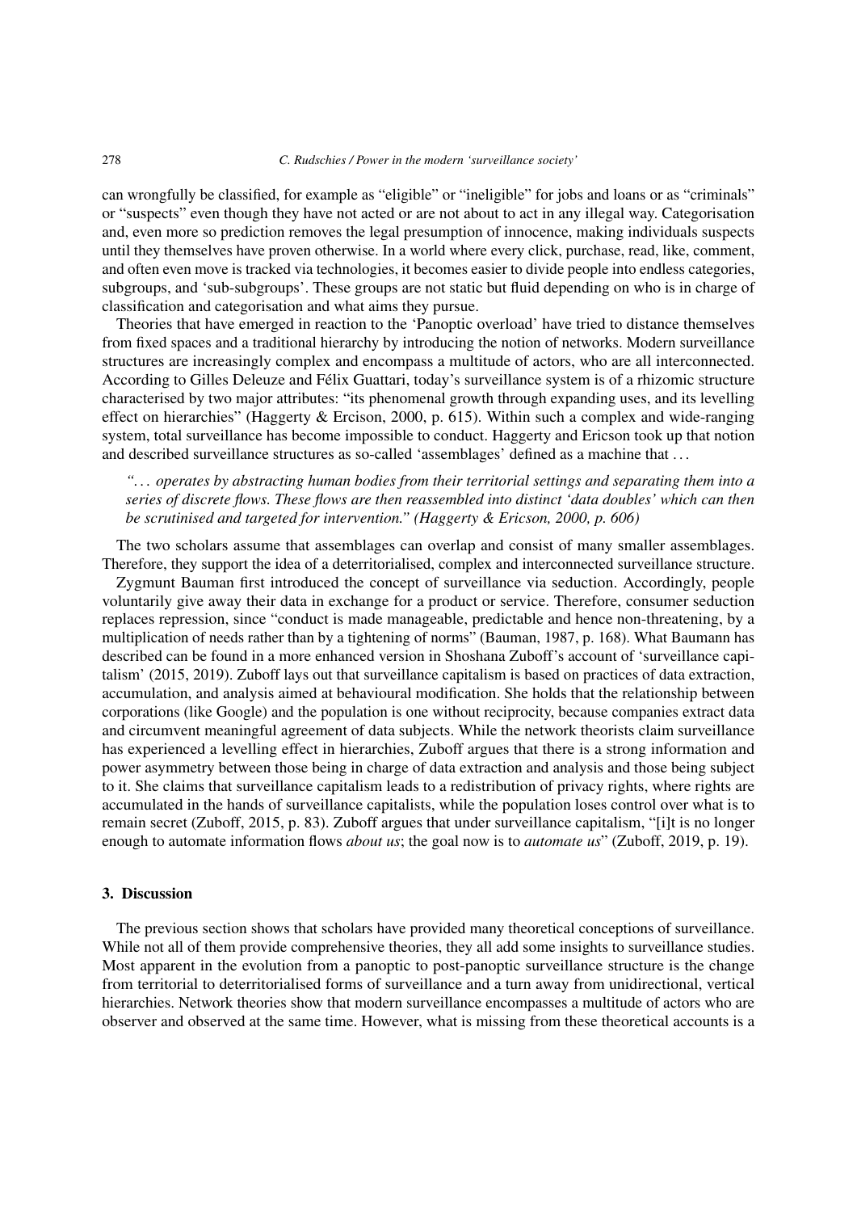can wrongfully be classified, for example as "eligible" or "ineligible" for jobs and loans or as "criminals" or "suspects" even though they have not acted or are not about to act in any illegal way. Categorisation and, even more so prediction removes the legal presumption of innocence, making individuals suspects until they themselves have proven otherwise. In a world where every click, purchase, read, like, comment, and often even move is tracked via technologies, it becomes easier to divide people into endless categories, subgroups, and 'sub-subgroups'. These groups are not static but fluid depending on who is in charge of classification and categorisation and what aims they pursue.

Theories that have emerged in reaction to the 'Panoptic overload' have tried to distance themselves from fixed spaces and a traditional hierarchy by introducing the notion of networks. Modern surveillance structures are increasingly complex and encompass a multitude of actors, who are all interconnected. According to Gilles Deleuze and Félix Guattari, today's surveillance system is of a rhizomic structure characterised by two major attributes: "its phenomenal growth through expanding uses, and its levelling effect on hierarchies" (Haggerty & Ercison, 2000, p. 615). Within such a complex and wide-ranging system, total surveillance has become impossible to conduct. Haggerty and Ericson took up that notion and described surveillance structures as so-called 'assemblages' defined as a machine that ...

*"... operates by abstracting human bodies from their territorial settings and separating them into a series of discrete flows. These flows are then reassembled into distinct 'data doubles' which can then be scrutinised and targeted for intervention." (Haggerty & Ericson, 2000, p. 606)*

The two scholars assume that assemblages can overlap and consist of many smaller assemblages. Therefore, they support the idea of a deterritorialised, complex and interconnected surveillance structure.

Zygmunt Bauman first introduced the concept of surveillance via seduction. Accordingly, people voluntarily give away their data in exchange for a product or service. Therefore, consumer seduction replaces repression, since "conduct is made manageable, predictable and hence non-threatening, by a multiplication of needs rather than by a tightening of norms" (Bauman, 1987, p. 168). What Baumann has described can be found in a more enhanced version in Shoshana Zuboff's account of 'surveillance capitalism' (2015, 2019). Zuboff lays out that surveillance capitalism is based on practices of data extraction, accumulation, and analysis aimed at behavioural modification. She holds that the relationship between corporations (like Google) and the population is one without reciprocity, because companies extract data and circumvent meaningful agreement of data subjects. While the network theorists claim surveillance has experienced a levelling effect in hierarchies, Zuboff argues that there is a strong information and power asymmetry between those being in charge of data extraction and analysis and those being subject to it. She claims that surveillance capitalism leads to a redistribution of privacy rights, where rights are accumulated in the hands of surveillance capitalists, while the population loses control over what is to remain secret (Zuboff, 2015, p. 83). Zuboff argues that under surveillance capitalism, "[i]t is no longer enough to automate information flows *about us*; the goal now is to *automate us*" (Zuboff, 2019, p. 19).

## 3. Discussion

The previous section shows that scholars have provided many theoretical conceptions of surveillance. While not all of them provide comprehensive theories, they all add some insights to surveillance studies. Most apparent in the evolution from a panoptic to post-panoptic surveillance structure is the change from territorial to deterritorialised forms of surveillance and a turn away from unidirectional, vertical hierarchies. Network theories show that modern surveillance encompasses a multitude of actors who are observer and observed at the same time. However, what is missing from these theoretical accounts is a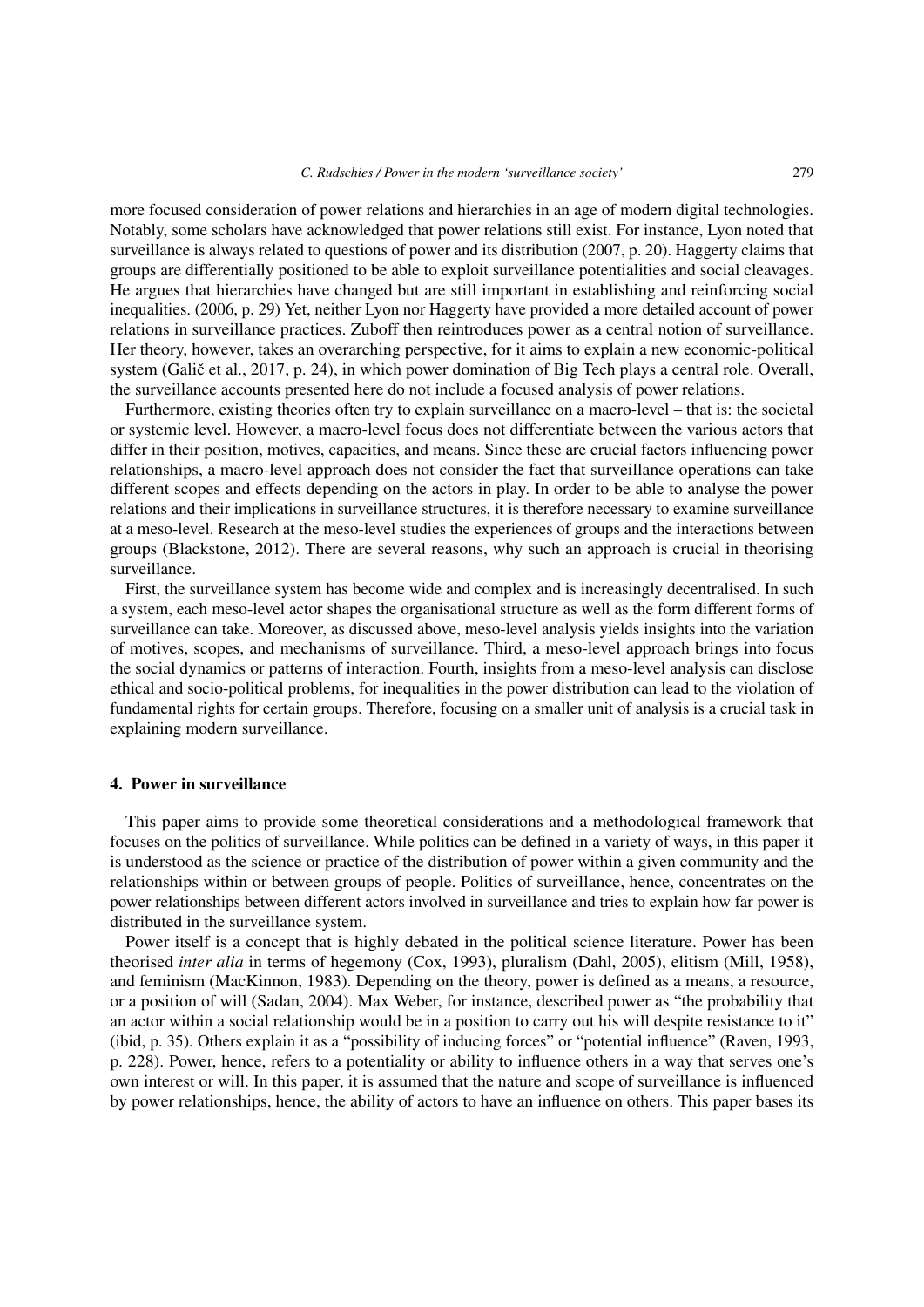more focused consideration of power relations and hierarchies in an age of modern digital technologies. Notably, some scholars have acknowledged that power relations still exist. For instance, Lyon noted that surveillance is always related to questions of power and its distribution (2007, p. 20). Haggerty claims that groups are differentially positioned to be able to exploit surveillance potentialities and social cleavages. He argues that hierarchies have changed but are still important in establishing and reinforcing social inequalities. (2006, p. 29) Yet, neither Lyon nor Haggerty have provided a more detailed account of power relations in surveillance practices. Zuboff then reintroduces power as a central notion of surveillance. Her theory, however, takes an overarching perspective, for it aims to explain a new economic-political system (Galič et al., 2017, p. 24), in which power domination of Big Tech plays a central role. Overall, the surveillance accounts presented here do not include a focused analysis of power relations.

Furthermore, existing theories often try to explain surveillance on a macro-level – that is: the societal or systemic level. However, a macro-level focus does not differentiate between the various actors that differ in their position, motives, capacities, and means. Since these are crucial factors influencing power relationships, a macro-level approach does not consider the fact that surveillance operations can take different scopes and effects depending on the actors in play. In order to be able to analyse the power relations and their implications in surveillance structures, it is therefore necessary to examine surveillance at a meso-level. Research at the meso-level studies the experiences of groups and the interactions between groups (Blackstone, 2012). There are several reasons, why such an approach is crucial in theorising surveillance.

First, the surveillance system has become wide and complex and is increasingly decentralised. In such a system, each meso-level actor shapes the organisational structure as well as the form different forms of surveillance can take. Moreover, as discussed above, meso-level analysis yields insights into the variation of motives, scopes, and mechanisms of surveillance. Third, a meso-level approach brings into focus the social dynamics or patterns of interaction. Fourth, insights from a meso-level analysis can disclose ethical and socio-political problems, for inequalities in the power distribution can lead to the violation of fundamental rights for certain groups. Therefore, focusing on a smaller unit of analysis is a crucial task in explaining modern surveillance.

## 4. Power in surveillance

This paper aims to provide some theoretical considerations and a methodological framework that focuses on the politics of surveillance. While politics can be defined in a variety of ways, in this paper it is understood as the science or practice of the distribution of power within a given community and the relationships within or between groups of people. Politics of surveillance, hence, concentrates on the power relationships between different actors involved in surveillance and tries to explain how far power is distributed in the surveillance system.

Power itself is a concept that is highly debated in the political science literature. Power has been theorised *inter alia* in terms of hegemony (Cox, 1993), pluralism (Dahl, 2005), elitism (Mill, 1958), and feminism (MacKinnon, 1983). Depending on the theory, power is defined as a means, a resource, or a position of will (Sadan, 2004). Max Weber, for instance, described power as "the probability that an actor within a social relationship would be in a position to carry out his will despite resistance to it" (ibid, p. 35). Others explain it as a "possibility of inducing forces" or "potential influence" (Raven, 1993, p. 228). Power, hence, refers to a potentiality or ability to influence others in a way that serves one's own interest or will. In this paper, it is assumed that the nature and scope of surveillance is influenced by power relationships, hence, the ability of actors to have an influence on others. This paper bases its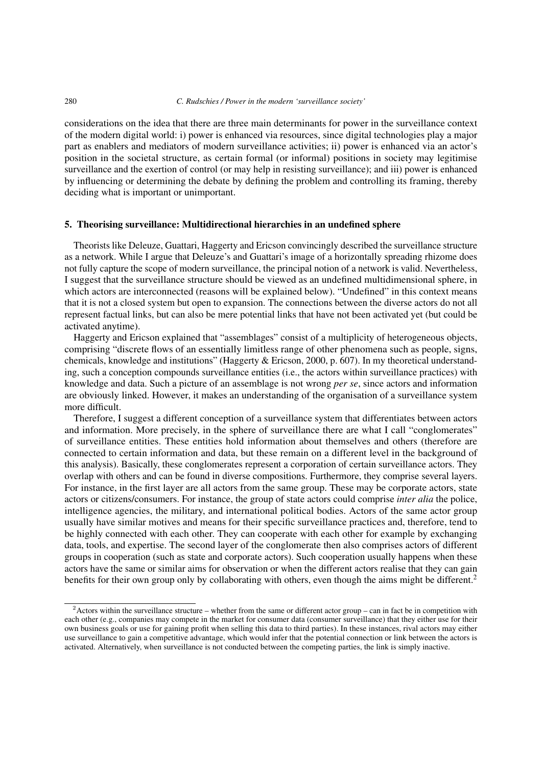considerations on the idea that there are three main determinants for power in the surveillance context of the modern digital world: i) power is enhanced via resources, since digital technologies play a major part as enablers and mediators of modern surveillance activities; ii) power is enhanced via an actor's position in the societal structure, as certain formal (or informal) positions in society may legitimise surveillance and the exertion of control (or may help in resisting surveillance); and iii) power is enhanced by influencing or determining the debate by defining the problem and controlling its framing, thereby deciding what is important or unimportant.

## 5. Theorising surveillance: Multidirectional hierarchies in an undefined sphere

Theorists like Deleuze, Guattari, Haggerty and Ericson convincingly described the surveillance structure as a network. While I argue that Deleuze's and Guattari's image of a horizontally spreading rhizome does not fully capture the scope of modern surveillance, the principal notion of a network is valid. Nevertheless, I suggest that the surveillance structure should be viewed as an undefined multidimensional sphere, in which actors are interconnected (reasons will be explained below). "Undefined" in this context means that it is not a closed system but open to expansion. The connections between the diverse actors do not all represent factual links, but can also be mere potential links that have not been activated yet (but could be activated anytime).

Haggerty and Ericson explained that "assemblages" consist of a multiplicity of heterogeneous objects, comprising "discrete flows of an essentially limitless range of other phenomena such as people, signs, chemicals, knowledge and institutions" (Haggerty & Ericson, 2000, p. 607). In my theoretical understanding, such a conception compounds surveillance entities (i.e., the actors within surveillance practices) with knowledge and data. Such a picture of an assemblage is not wrong *per se*, since actors and information are obviously linked. However, it makes an understanding of the organisation of a surveillance system more difficult.

Therefore, I suggest a different conception of a surveillance system that differentiates between actors and information. More precisely, in the sphere of surveillance there are what I call "conglomerates" of surveillance entities. These entities hold information about themselves and others (therefore are connected to certain information and data, but these remain on a different level in the background of this analysis). Basically, these conglomerates represent a corporation of certain surveillance actors. They overlap with others and can be found in diverse compositions. Furthermore, they comprise several layers. For instance, in the first layer are all actors from the same group. These may be corporate actors, state actors or citizens/consumers. For instance, the group of state actors could comprise *inter alia* the police, intelligence agencies, the military, and international political bodies. Actors of the same actor group usually have similar motives and means for their specific surveillance practices and, therefore, tend to be highly connected with each other. They can cooperate with each other for example by exchanging data, tools, and expertise. The second layer of the conglomerate then also comprises actors of different groups in cooperation (such as state and corporate actors). Such cooperation usually happens when these actors have the same or similar aims for observation or when the different actors realise that they can gain benefits for their own group only by collaborating with others, even though the aims might be different.[2]

[2] Actors within the surveillance structure – whether from the same or different actor group – can in fact be in competition with each other (e.g., companies may compete in the market for consumer data (consumer surveillance) that they either use for their own business goals or use for gaining profit when selling this data to third parties). In these instances, rival actors may either use surveillance to gain a competitive advantage, which would infer that the potential connection or link between the actors is activated. Alternatively, when surveillance is not conducted between the competing parties, the link is simply inactive.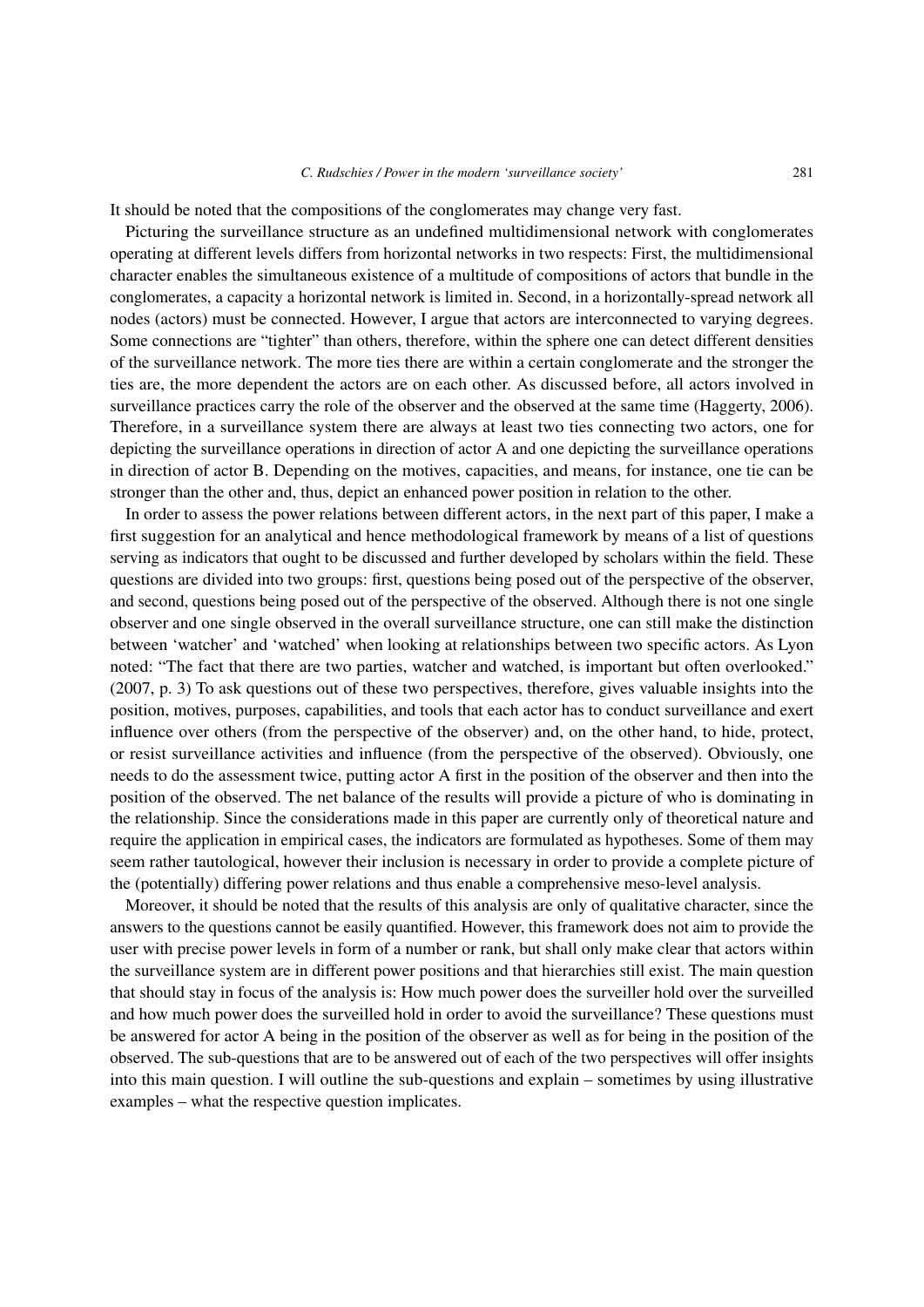It should be noted that the compositions of the conglomerates may change very fast.

Picturing the surveillance structure as an undefined multidimensional network with conglomerates operating at different levels differs from horizontal networks in two respects: First, the multidimensional character enables the simultaneous existence of a multitude of compositions of actors that bundle in the conglomerates, a capacity a horizontal network is limited in. Second, in a horizontally-spread network all nodes (actors) must be connected. However, I argue that actors are interconnected to varying degrees. Some connections are "tighter" than others, therefore, within the sphere one can detect different densities of the surveillance network. The more ties there are within a certain conglomerate and the stronger the ties are, the more dependent the actors are on each other. As discussed before, all actors involved in surveillance practices carry the role of the observer and the observed at the same time (Haggerty, 2006). Therefore, in a surveillance system there are always at least two ties connecting two actors, one for depicting the surveillance operations in direction of actor A and one depicting the surveillance operations in direction of actor B. Depending on the motives, capacities, and means, for instance, one tie can be stronger than the other and, thus, depict an enhanced power position in relation to the other.

In order to assess the power relations between different actors, in the next part of this paper, I make a first suggestion for an analytical and hence methodological framework by means of a list of questions serving as indicators that ought to be discussed and further developed by scholars within the field. These questions are divided into two groups: first, questions being posed out of the perspective of the observer, and second, questions being posed out of the perspective of the observed. Although there is not one single observer and one single observed in the overall surveillance structure, one can still make the distinction between 'watcher' and 'watched' when looking at relationships between two specific actors. As Lyon noted: "The fact that there are two parties, watcher and watched, is important but often overlooked." (2007, p. 3) To ask questions out of these two perspectives, therefore, gives valuable insights into the position, motives, purposes, capabilities, and tools that each actor has to conduct surveillance and exert influence over others (from the perspective of the observer) and, on the other hand, to hide, protect, or resist surveillance activities and influence (from the perspective of the observed). Obviously, one needs to do the assessment twice, putting actor A first in the position of the observer and then into the position of the observed. The net balance of the results will provide a picture of who is dominating in the relationship. Since the considerations made in this paper are currently only of theoretical nature and require the application in empirical cases, the indicators are formulated as hypotheses. Some of them may seem rather tautological, however their inclusion is necessary in order to provide a complete picture of the (potentially) differing power relations and thus enable a comprehensive meso-level analysis.

Moreover, it should be noted that the results of this analysis are only of qualitative character, since the answers to the questions cannot be easily quantified. However, this framework does not aim to provide the user with precise power levels in form of a number or rank, but shall only make clear that actors within the surveillance system are in different power positions and that hierarchies still exist. The main question that should stay in focus of the analysis is: How much power does the surveiller hold over the surveilled and how much power does the surveilled hold in order to avoid the surveillance? These questions must be answered for actor A being in the position of the observer as well as for being in the position of the observed. The sub-questions that are to be answered out of each of the two perspectives will offer insights into this main question. I will outline the sub-questions and explain – sometimes by using illustrative examples – what the respective question implicates.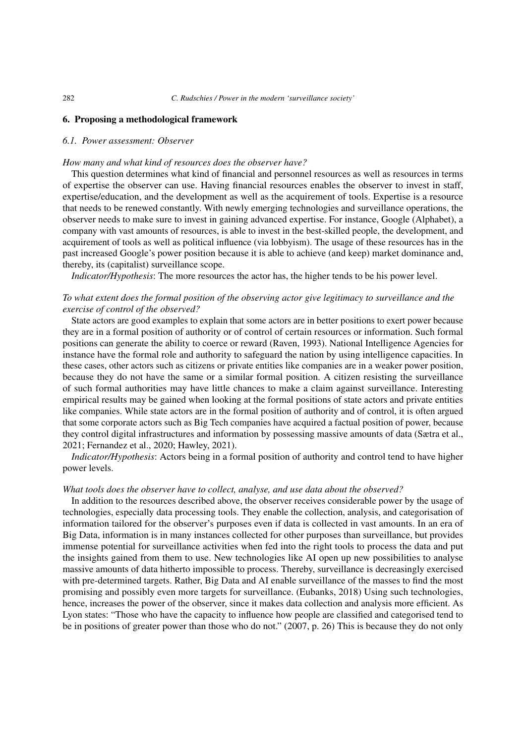## 6. Proposing a methodological framework

### 6.1. Power assessment: Observer

*How many and what kind of resources does the observer have?*

This question determines what kind of financial and personnel resources as well as resources in terms of expertise the observer can use. Having financial resources enables the observer to invest in staff, expertise/education, and the development as well as the acquirement of tools. Expertise is a resource that needs to be renewed constantly. With newly emerging technologies and surveillance operations, the observer needs to make sure to invest in gaining advanced expertise. For instance, Google (Alphabet), a company with vast amounts of resources, is able to invest in the best-skilled people, the development, and acquirement of tools as well as political influence (via lobbyism). The usage of these resources has in the past increased Google's power position because it is able to achieve (and keep) market dominance and, thereby, its (capitalist) surveillance scope.

*Indicator/Hypothesis*: The more resources the actor has, the higher tends to be his power level.

*To what extent does the formal position of the observing actor give legitimacy to surveillance and the exercise of control of the observed?*

State actors are good examples to explain that some actors are in better positions to exert power because they are in a formal position of authority or of control of certain resources or information. Such formal positions can generate the ability to coerce or reward (Raven, 1993). National Intelligence Agencies for instance have the formal role and authority to safeguard the nation by using intelligence capacities. In these cases, other actors such as citizens or private entities like companies are in a weaker power position, because they do not have the same or a similar formal position. A citizen resisting the surveillance of such formal authorities may have little chances to make a claim against surveillance. Interesting empirical results may be gained when looking at the formal positions of state actors and private entities like companies. While state actors are in the formal position of authority and of control, it is often argued that some corporate actors such as Big Tech companies have acquired a factual position of power, because they control digital infrastructures and information by possessing massive amounts of data (Sætra et al., 2021; Fernandez et al., 2020; Hawley, 2021).

*Indicator/Hypothesis*: Actors being in a formal position of authority and control tend to have higher power levels.

*What tools does the observer have to collect, analyse, and use data about the observed?*

In addition to the resources described above, the observer receives considerable power by the usage of technologies, especially data processing tools. They enable the collection, analysis, and categorisation of information tailored for the observer's purposes even if data is collected in vast amounts. In an era of Big Data, information is in many instances collected for other purposes than surveillance, but provides immense potential for surveillance activities when fed into the right tools to process the data and put the insights gained from them to use. New technologies like AI open up new possibilities to analyse massive amounts of data hitherto impossible to process. Thereby, surveillance is decreasingly exercised with pre-determined targets. Rather, Big Data and AI enable surveillance of the masses to find the most promising and possibly even more targets for surveillance. (Eubanks, 2018) Using such technologies, hence, increases the power of the observer, since it makes data collection and analysis more efficient. As Lyon states: "Those who have the capacity to influence how people are classified and categorised tend to be in positions of greater power than those who do not." (2007, p. 26) This is because they do not only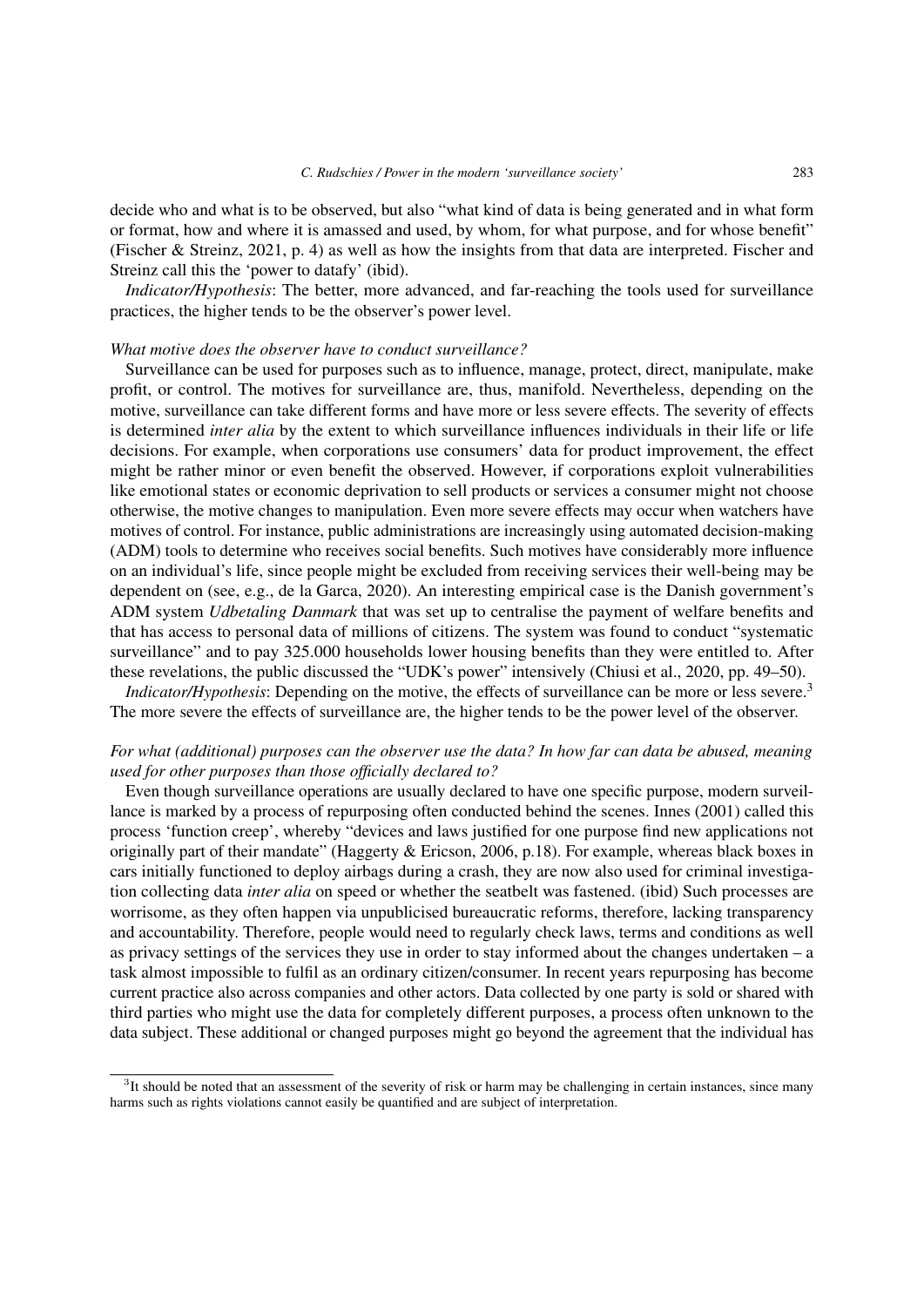decide who and what is to be observed, but also "what kind of data is being generated and in what form or format, how and where it is amassed and used, by whom, for what purpose, and for whose benefit" (Fischer & Streinz, 2021, p. 4) as well as how the insights from that data are interpreted. Fischer and Streinz call this the 'power to datafy' (ibid).

*Indicator/Hypothesis*: The better, more advanced, and far-reaching the tools used for surveillance practices, the higher tends to be the observer's power level.

*What motive does the observer have to conduct surveillance?*

Surveillance can be used for purposes such as to influence, manage, protect, direct, manipulate, make profit, or control. The motives for surveillance are, thus, manifold. Nevertheless, depending on the motive, surveillance can take different forms and have more or less severe effects. The severity of effects is determined *inter alia* by the extent to which surveillance influences individuals in their life or life decisions. For example, when corporations use consumers' data for product improvement, the effect might be rather minor or even benefit the observed. However, if corporations exploit vulnerabilities like emotional states or economic deprivation to sell products or services a consumer might not choose otherwise, the motive changes to manipulation. Even more severe effects may occur when watchers have motives of control. For instance, public administrations are increasingly using automated decision-making (ADM) tools to determine who receives social benefits. Such motives have considerably more influence on an individual's life, since people might be excluded from receiving services their well-being may be dependent on (see, e.g., de la Garca, 2020). An interesting empirical case is the Danish government's ADM system *Udbetaling Danmark* that was set up to centralise the payment of welfare benefits and that has access to personal data of millions of citizens. The system was found to conduct "systematic surveillance" and to pay 325.000 households lower housing benefits than they were entitled to. After these revelations, the public discussed the "UDK's power" intensively (Chiusi et al., 2020, pp. 49–50).

*Indicator/Hypothesis*: Depending on the motive, the effects of surveillance can be more or less severe.[3] The more severe the effects of surveillance are, the higher tends to be the power level of the observer.

*For what (additional) purposes can the observer use the data? In how far can data be abused, meaning used for other purposes than those officially declared to?*

Even though surveillance operations are usually declared to have one specific purpose, modern surveillance is marked by a process of repurposing often conducted behind the scenes. Innes (2001) called this process 'function creep', whereby "devices and laws justified for one purpose find new applications not originally part of their mandate" (Haggerty & Ericson, 2006, p.18). For example, whereas black boxes in cars initially functioned to deploy airbags during a crash, they are now also used for criminal investigation collecting data *inter alia* on speed or whether the seatbelt was fastened. (ibid) Such processes are worrisome, as they often happen via unpublicised bureaucratic reforms, therefore, lacking transparency and accountability. Therefore, people would need to regularly check laws, terms and conditions as well as privacy settings of the services they use in order to stay informed about the changes undertaken – a task almost impossible to fulfil as an ordinary citizen/consumer. In recent years repurposing has become current practice also across companies and other actors. Data collected by one party is sold or shared with third parties who might use the data for completely different purposes, a process often unknown to the data subject. These additional or changed purposes might go beyond the agreement that the individual has

[3]It should be noted that an assessment of the severity of risk or harm may be challenging in certain instances, since many harms such as rights violations cannot easily be quantified and are subject of interpretation.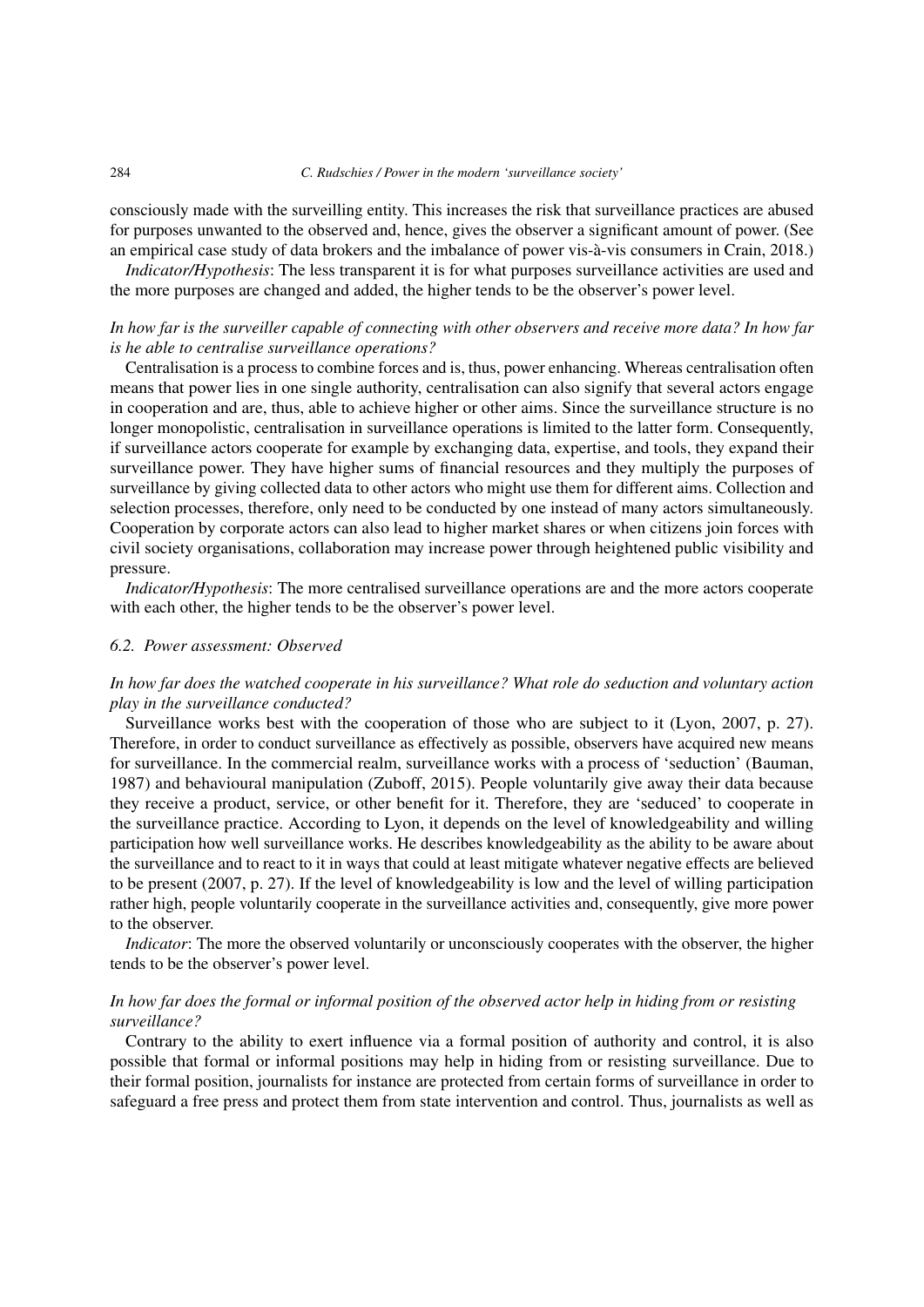consciously made with the surveilling entity. This increases the risk that surveillance practices are abused for purposes unwanted to the observed and, hence, gives the observer a significant amount of power. (See an empirical case study of data brokers and the imbalance of power vis-à-vis consumers in Crain, 2018.)

*Indicator/Hypothesis*: The less transparent it is for what purposes surveillance activities are used and the more purposes are changed and added, the higher tends to be the observer's power level.

*In how far is the surveiller capable of connecting with other observers and receive more data? In how far is he able to centralise surveillance operations?*

Centralisation is a process to combine forces and is, thus, power enhancing. Whereas centralisation often means that power lies in one single authority, centralisation can also signify that several actors engage in cooperation and are, thus, able to achieve higher or other aims. Since the surveillance structure is no longer monopolistic, centralisation in surveillance operations is limited to the latter form. Consequently, if surveillance actors cooperate for example by exchanging data, expertise, and tools, they expand their surveillance power. They have higher sums of financial resources and they multiply the purposes of surveillance by giving collected data to other actors who might use them for different aims. Collection and selection processes, therefore, only need to be conducted by one instead of many actors simultaneously. Cooperation by corporate actors can also lead to higher market shares or when citizens join forces with civil society organisations, collaboration may increase power through heightened public visibility and pressure.

*Indicator/Hypothesis*: The more centralised surveillance operations are and the more actors cooperate with each other, the higher tends to be the observer's power level.

### 6.2. Power assessment: Observed

*In how far does the watched cooperate in his surveillance? What role do seduction and voluntary action play in the surveillance conducted?*

Surveillance works best with the cooperation of those who are subject to it (Lyon, 2007, p. 27). Therefore, in order to conduct surveillance as effectively as possible, observers have acquired new means for surveillance. In the commercial realm, surveillance works with a process of 'seduction' (Bauman, 1987) and behavioural manipulation (Zuboff, 2015). People voluntarily give away their data because they receive a product, service, or other benefit for it. Therefore, they are 'seduced' to cooperate in the surveillance practice. According to Lyon, it depends on the level of knowledgeability and willing participation how well surveillance works. He describes knowledgeability as the ability to be aware about the surveillance and to react to it in ways that could at least mitigate whatever negative effects are believed to be present (2007, p. 27). If the level of knowledgeability is low and the level of willing participation rather high, people voluntarily cooperate in the surveillance activities and, consequently, give more power to the observer.

*Indicator*: The more the observed voluntarily or unconsciously cooperates with the observer, the higher tends to be the observer's power level.

*In how far does the formal or informal position of the observed actor help in hiding from or resisting surveillance?*

Contrary to the ability to exert influence via a formal position of authority and control, it is also possible that formal or informal positions may help in hiding from or resisting surveillance. Due to their formal position, journalists for instance are protected from certain forms of surveillance in order to safeguard a free press and protect them from state intervention and control. Thus, journalists as well as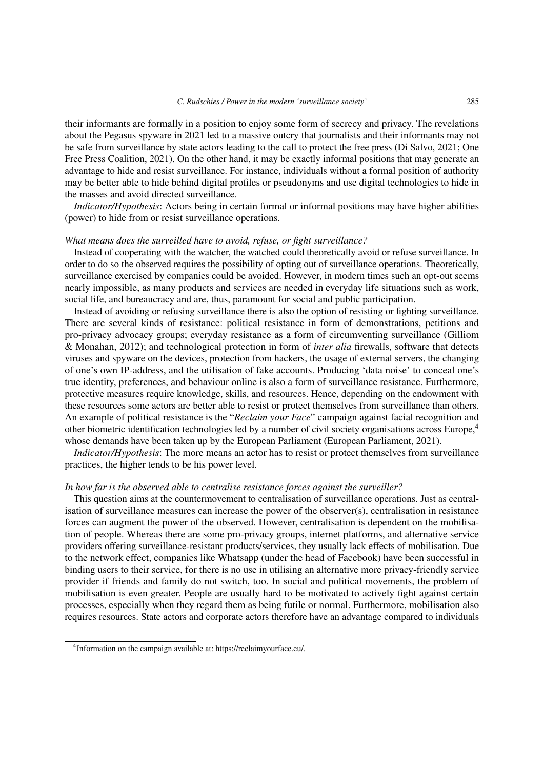their informants are formally in a position to enjoy some form of secrecy and privacy. The revelations about the Pegasus spyware in 2021 led to a massive outcry that journalists and their informants may not be safe from surveillance by state actors leading to the call to protect the free press (Di Salvo, 2021; One Free Press Coalition, 2021). On the other hand, it may be exactly informal positions that may generate an advantage to hide and resist surveillance. For instance, individuals without a formal position of authority may be better able to hide behind digital profiles or pseudonyms and use digital technologies to hide in the masses and avoid directed surveillance.

*Indicator/Hypothesis*: Actors being in certain formal or informal positions may have higher abilities (power) to hide from or resist surveillance operations.

*What means does the surveilled have to avoid, refuse, or fight surveillance?*

Instead of cooperating with the watcher, the watched could theoretically avoid or refuse surveillance. In order to do so the observed requires the possibility of opting out of surveillance operations. Theoretically, surveillance exercised by companies could be avoided. However, in modern times such an opt-out seems nearly impossible, as many products and services are needed in everyday life situations such as work, social life, and bureaucracy and are, thus, paramount for social and public participation.

Instead of avoiding or refusing surveillance there is also the option of resisting or fighting surveillance. There are several kinds of resistance: political resistance in form of demonstrations, petitions and pro-privacy advocacy groups; everyday resistance as a form of circumventing surveillance (Gilliom & Monahan, 2012); and technological protection in form of *inter alia* firewalls, software that detects viruses and spyware on the devices, protection from hackers, the usage of external servers, the changing of one's own IP-address, and the utilisation of fake accounts. Producing 'data noise' to conceal one's true identity, preferences, and behaviour online is also a form of surveillance resistance. Furthermore, protective measures require knowledge, skills, and resources. Hence, depending on the endowment with these resources some actors are better able to resist or protect themselves from surveillance than others. An example of political resistance is the "*Reclaim your Face*" campaign against facial recognition and other biometric identification technologies led by a number of civil society organisations across Europe,[4] whose demands have been taken up by the European Parliament (European Parliament, 2021).

*Indicator/Hypothesis*: The more means an actor has to resist or protect themselves from surveillance practices, the higher tends to be his power level.

*In how far is the observed able to centralise resistance forces against the surveiller?*

This question aims at the countermovement to centralisation of surveillance operations. Just as centralisation of surveillance measures can increase the power of the observer(s), centralisation in resistance forces can augment the power of the observed. However, centralisation is dependent on the mobilisation of people. Whereas there are some pro-privacy groups, internet platforms, and alternative service providers offering surveillance-resistant products/services, they usually lack effects of mobilisation. Due to the network effect, companies like Whatsapp (under the head of Facebook) have been successful in binding users to their service, for there is no use in utilising an alternative more privacy-friendly service provider if friends and family do not switch, too. In social and political movements, the problem of mobilisation is even greater. People are usually hard to be motivated to actively fight against certain processes, especially when they regard them as being futile or normal. Furthermore, mobilisation also requires resources. State actors and corporate actors therefore have an advantage compared to individuals

[4] Information on the campaign available at: https://reclaimyourface.eu/.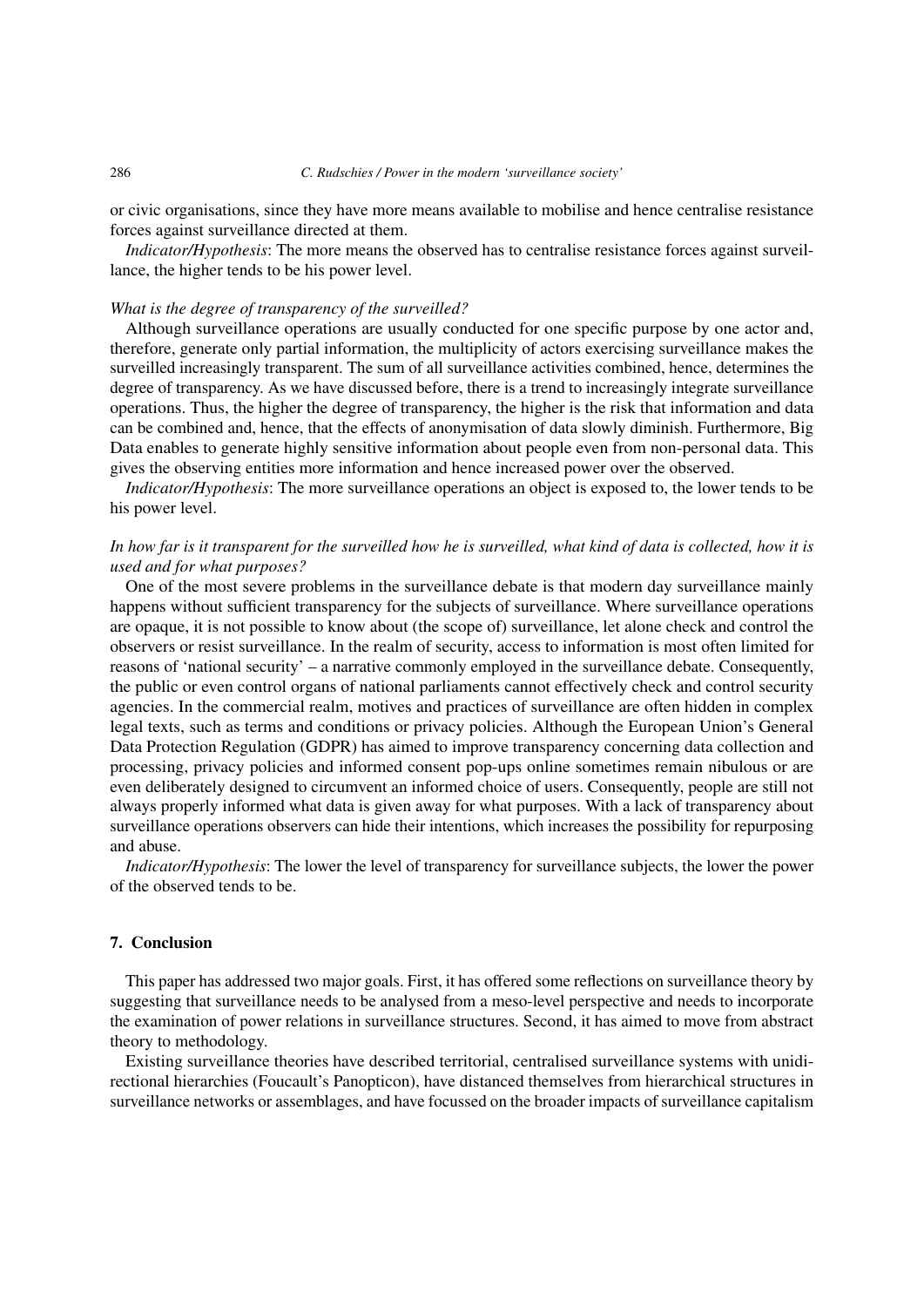or civic organisations, since they have more means available to mobilise and hence centralise resistance forces against surveillance directed at them.

*Indicator/Hypothesis*: The more means the observed has to centralise resistance forces against surveillance, the higher tends to be his power level.

*What is the degree of transparency of the surveilled?*

Although surveillance operations are usually conducted for one specific purpose by one actor and, therefore, generate only partial information, the multiplicity of actors exercising surveillance makes the surveilled increasingly transparent. The sum of all surveillance activities combined, hence, determines the degree of transparency. As we have discussed before, there is a trend to increasingly integrate surveillance operations. Thus, the higher the degree of transparency, the higher is the risk that information and data can be combined and, hence, that the effects of anonymisation of data slowly diminish. Furthermore, Big Data enables to generate highly sensitive information about people even from non-personal data. This gives the observing entities more information and hence increased power over the observed.

*Indicator/Hypothesis*: The more surveillance operations an object is exposed to, the lower tends to be his power level.

*In how far is it transparent for the surveilled how he is surveilled, what kind of data is collected, how it is used and for what purposes?*

One of the most severe problems in the surveillance debate is that modern day surveillance mainly happens without sufficient transparency for the subjects of surveillance. Where surveillance operations are opaque, it is not possible to know about (the scope of) surveillance, let alone check and control the observers or resist surveillance. In the realm of security, access to information is most often limited for reasons of 'national security' – a narrative commonly employed in the surveillance debate. Consequently, the public or even control organs of national parliaments cannot effectively check and control security agencies. In the commercial realm, motives and practices of surveillance are often hidden in complex legal texts, such as terms and conditions or privacy policies. Although the European Union's General Data Protection Regulation (GDPR) has aimed to improve transparency concerning data collection and processing, privacy policies and informed consent pop-ups online sometimes remain nibulous or are even deliberately designed to circumvent an informed choice of users. Consequently, people are still not always properly informed what data is given away for what purposes. With a lack of transparency about surveillance operations observers can hide their intentions, which increases the possibility for repurposing and abuse.

*Indicator/Hypothesis*: The lower the level of transparency for surveillance subjects, the lower the power of the observed tends to be.

## 7. Conclusion

This paper has addressed two major goals. First, it has offered some reflections on surveillance theory by suggesting that surveillance needs to be analysed from a meso-level perspective and needs to incorporate the examination of power relations in surveillance structures. Second, it has aimed to move from abstract theory to methodology.

Existing surveillance theories have described territorial, centralised surveillance systems with unidirectional hierarchies (Foucault's Panopticon), have distanced themselves from hierarchical structures in surveillance networks or assemblages, and have focussed on the broader impacts of surveillance capitalism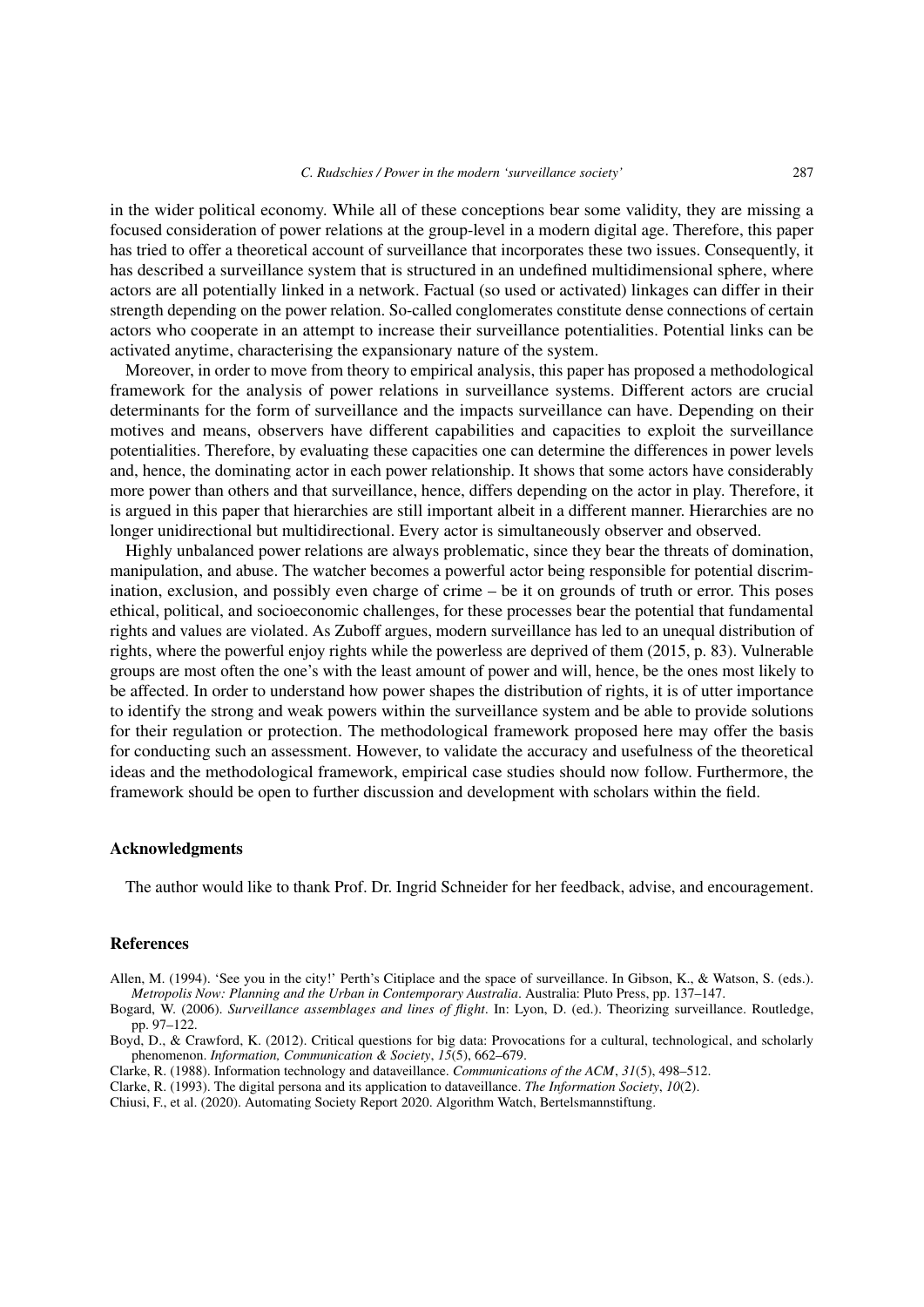in the wider political economy. While all of these conceptions bear some validity, they are missing a focused consideration of power relations at the group-level in a modern digital age. Therefore, this paper has tried to offer a theoretical account of surveillance that incorporates these two issues. Consequently, it has described a surveillance system that is structured in an undefined multidimensional sphere, where actors are all potentially linked in a network. Factual (so used or activated) linkages can differ in their strength depending on the power relation. So-called conglomerates constitute dense connections of certain actors who cooperate in an attempt to increase their surveillance potentialities. Potential links can be activated anytime, characterising the expansionary nature of the system.

Moreover, in order to move from theory to empirical analysis, this paper has proposed a methodological framework for the analysis of power relations in surveillance systems. Different actors are crucial determinants for the form of surveillance and the impacts surveillance can have. Depending on their motives and means, observers have different capabilities and capacities to exploit the surveillance potentialities. Therefore, by evaluating these capacities one can determine the differences in power levels and, hence, the dominating actor in each power relationship. It shows that some actors have considerably more power than others and that surveillance, hence, differs depending on the actor in play. Therefore, it is argued in this paper that hierarchies are still important albeit in a different manner. Hierarchies are no longer unidirectional but multidirectional. Every actor is simultaneously observer and observed.

Highly unbalanced power relations are always problematic, since they bear the threats of domination, manipulation, and abuse. The watcher becomes a powerful actor being responsible for potential discrimination, exclusion, and possibly even charge of crime – be it on grounds of truth or error. This poses ethical, political, and socioeconomic challenges, for these processes bear the potential that fundamental rights and values are violated. As Zuboff argues, modern surveillance has led to an unequal distribution of rights, where the powerful enjoy rights while the powerless are deprived of them (2015, p. 83). Vulnerable groups are most often the one's with the least amount of power and will, hence, be the ones most likely to be affected. In order to understand how power shapes the distribution of rights, it is of utter importance to identify the strong and weak powers within the surveillance system and be able to provide solutions for their regulation or protection. The methodological framework proposed here may offer the basis for conducting such an assessment. However, to validate the accuracy and usefulness of the theoretical ideas and the methodological framework, empirical case studies should now follow. Furthermore, the framework should be open to further discussion and development with scholars within the field.

## Acknowledgments

The author would like to thank Prof. Dr. Ingrid Schneider for her feedback, advise, and encouragement.

## References

Allen, M. (1994). 'See you in the city!' Perth's Citiplace and the space of surveillance. In Gibson, K., & Watson, S. (eds.). *Metropolis Now: Planning and the Urban in Contemporary Australia*. Australia: Pluto Press, pp. 137–147.

Bogard, W. (2006). *Surveillance assemblages and lines of flight*. In: Lyon, D. (ed.). Theorizing surveillance. Routledge, pp. 97–122.

Boyd, D., & Crawford, K. (2012). Critical questions for big data: Provocations for a cultural, technological, and scholarly phenomenon. *Information, Communication & Society*, *15*(5), 662–679.

Clarke, R. (1988). Information technology and dataveillance. *Communications of the ACM*, *31*(5), 498–512.

Clarke, R. (1993). The digital persona and its application to dataveillance. *The Information Society*, *10*(2).

Chiusi, F., et al. (2020). Automating Society Report 2020. Algorithm Watch, Bertelsmannstiftung.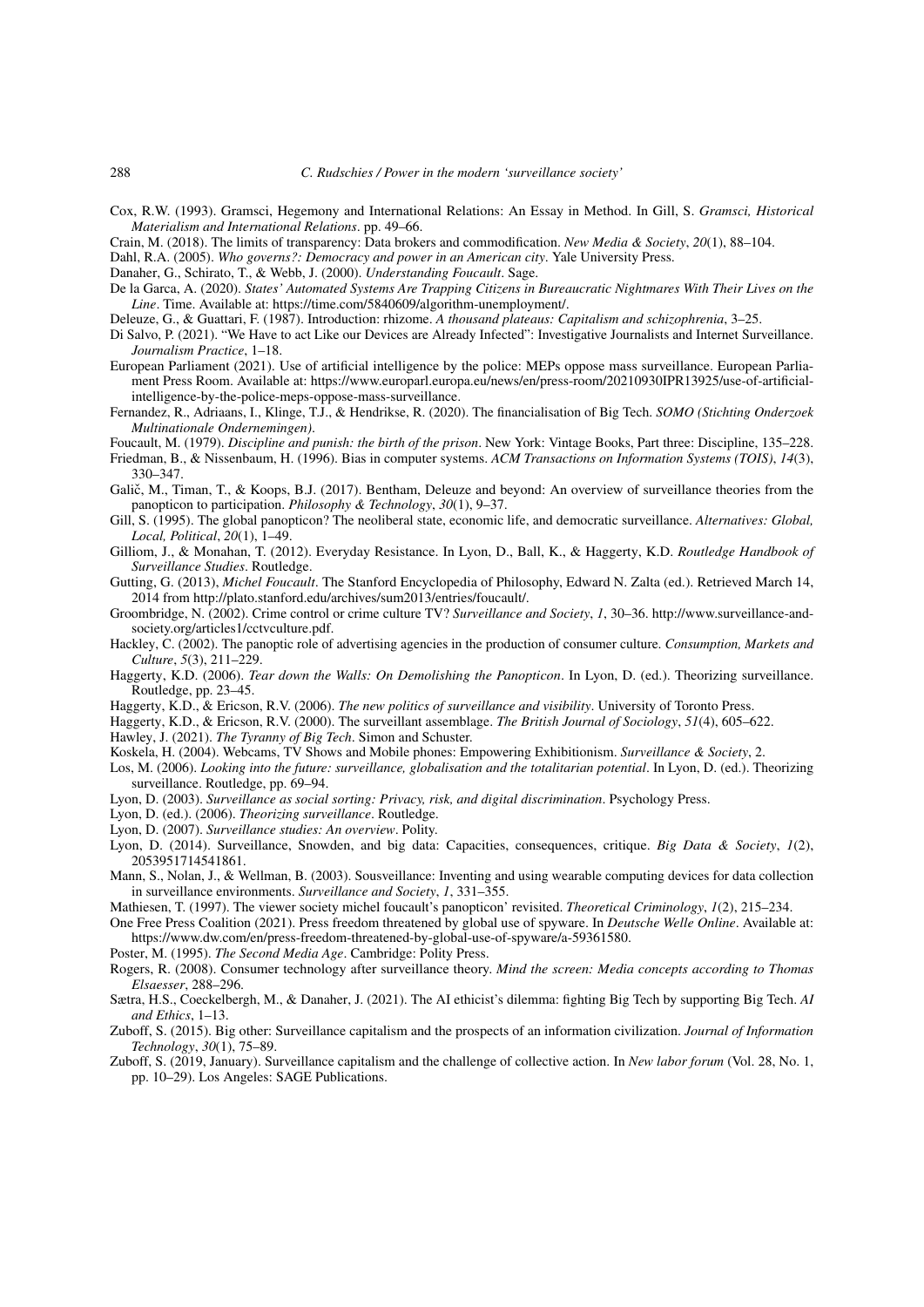Cox, R.W. (1993). Gramsci, Hegemony and International Relations: An Essay in Method. In Gill, S. *Gramsci, Historical Materialism and International Relations*. pp. 49–66.

Crain, M. (2018). The limits of transparency: Data brokers and commodification. *New Media & Society*, *20*(1), 88–104.

Dahl, R.A. (2005). *Who governs?: Democracy and power in an American city*. Yale University Press.

Danaher, G., Schirato, T., & Webb, J. (2000). *Understanding Foucault*. Sage.

De la Garca, A. (2020). *States' Automated Systems Are Trapping Citizens in Bureaucratic Nightmares With Their Lives on the Line*. Time. Available at: https://time.com/5840609/algorithm-unemployment/.

Deleuze, G., & Guattari, F. (1987). Introduction: rhizome. *A thousand plateaus: Capitalism and schizophrenia*, 3–25.

Di Salvo, P. (2021). "We Have to act Like our Devices are Already Infected": Investigative Journalists and Internet Surveillance. *Journalism Practice*, 1–18.

European Parliament (2021). Use of artificial intelligence by the police: MEPs oppose mass surveillance. European Parliament Press Room. Available at: https://www.europarl.europa.eu/news/en/press-room/20210930IPR13925/use-of-artificial-intelligence-by-the-police-meps-oppose-mass-surveillance.

Fernandez, R., Adriaans, I., Klinge, T.J., & Hendrikse, R. (2020). The financialisation of Big Tech. *SOMO (Stichting Onderzoek Multinationale Ondernemingen)*.

Foucault, M. (1979). *Discipline and punish: the birth of the prison*. New York: Vintage Books, Part three: Discipline, 135–228.

Friedman, B., & Nissenbaum, H. (1996). Bias in computer systems. *ACM Transactions on Information Systems (TOIS)*, *14*(3), 330–347.

Galič, M., Timan, T., & Koops, B.J. (2017). Bentham, Deleuze and beyond: An overview of surveillance theories from the panopticon to participation. *Philosophy & Technology*, *30*(1), 9–37.

Gill, S. (1995). The global panopticon? The neoliberal state, economic life, and democratic surveillance. *Alternatives: Global, Local, Political*, *20*(1), 1–49.

Gilliom, J., & Monahan, T. (2012). Everyday Resistance. In Lyon, D., Ball, K., & Haggerty, K.D. *Routledge Handbook of Surveillance Studies*. Routledge.

Gutting, G. (2013), *Michel Foucault*. The Stanford Encyclopedia of Philosophy, Edward N. Zalta (ed.). Retrieved March 14, 2014 from http://plato.stanford.edu/archives/sum2013/entries/foucault/.

Groombridge, N. (2002). Crime control or crime culture TV? *Surveillance and Society*, *1*, 30–36. http://www.surveillance-and-society.org/articles1/cctvculture.pdf.

Hackley, C. (2002). The panoptic role of advertising agencies in the production of consumer culture. *Consumption, Markets and Culture*, *5*(3), 211–229.

Haggerty, K.D. (2006). *Tear down the Walls: On Demolishing the Panopticon*. In Lyon, D. (ed.). Theorizing surveillance. Routledge, pp. 23–45.

Haggerty, K.D., & Ericson, R.V. (2006). *The new politics of surveillance and visibility*. University of Toronto Press.

Haggerty, K.D., & Ericson, R.V. (2000). The surveillant assemblage. *The British Journal of Sociology*, *51*(4), 605–622.

Hawley, J. (2021). *The Tyranny of Big Tech*. Simon and Schuster.

Koskela, H. (2004). Webcams, TV Shows and Mobile phones: Empowering Exhibitionism. *Surveillance & Society*, 2.

Los, M. (2006). *Looking into the future: surveillance, globalisation and the totalitarian potential*. In Lyon, D. (ed.). Theorizing surveillance. Routledge, pp. 69–94.

Lyon, D. (2003). *Surveillance as social sorting: Privacy, risk, and digital discrimination*. Psychology Press.

Lyon, D. (ed.). (2006). *Theorizing surveillance*. Routledge.

Lyon, D. (2007). *Surveillance studies: An overview*. Polity.

Lyon, D. (2014). Surveillance, Snowden, and big data: Capacities, consequences, critique. *Big Data & Society*, *1*(2), 2053951714541861.

Mann, S., Nolan, J., & Wellman, B. (2003). Sousveillance: Inventing and using wearable computing devices for data collection in surveillance environments. *Surveillance and Society*, *1*, 331–355.

Mathiesen, T. (1997). The viewer society michel foucault's panopticon' revisited. *Theoretical Criminology*, *1*(2), 215–234.

One Free Press Coalition (2021). Press freedom threatened by global use of spyware. In *Deutsche Welle Online*. Available at: https://www.dw.com/en/press-freedom-threatened-by-global-use-of-spyware/a-59361580.

Poster, M. (1995). *The Second Media Age*. Cambridge: Polity Press.

Rogers, R. (2008). Consumer technology after surveillance theory. *Mind the screen: Media concepts according to Thomas Elsaesser*, 288–296.

Sætra, H.S., Coeckelbergh, M., & Danaher, J. (2021). The AI ethicist's dilemma: fighting Big Tech by supporting Big Tech. *AI and Ethics*, 1–13.

Zuboff, S. (2015). Big other: Surveillance capitalism and the prospects of an information civilization. *Journal of Information Technology*, *30*(1), 75–89.

Zuboff, S. (2019, January). Surveillance capitalism and the challenge of collective action. In *New labor forum* (Vol. 28, No. 1, pp. 10–29). Los Angeles: SAGE Publications.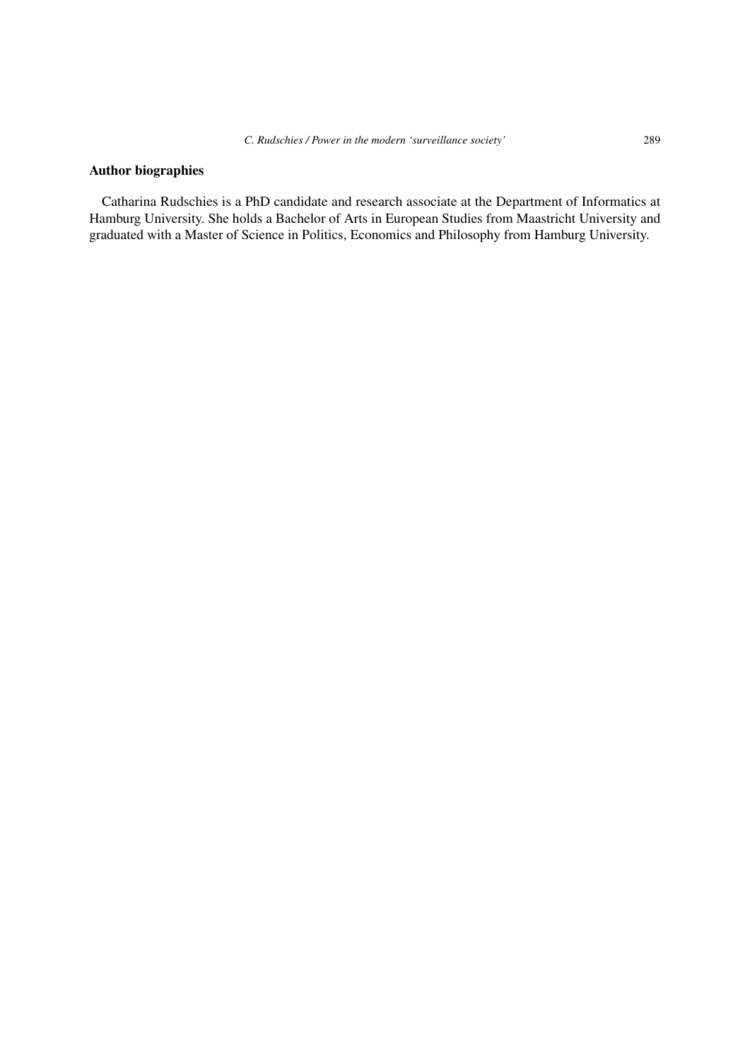## Author biographies

Catharina Rudschies is a PhD candidate and research associate at the Department of Informatics at Hamburg University. She holds a Bachelor of Arts in European Studies from Maastricht University and graduated with a Master of Science in Politics, Economics and Philosophy from Hamburg University.